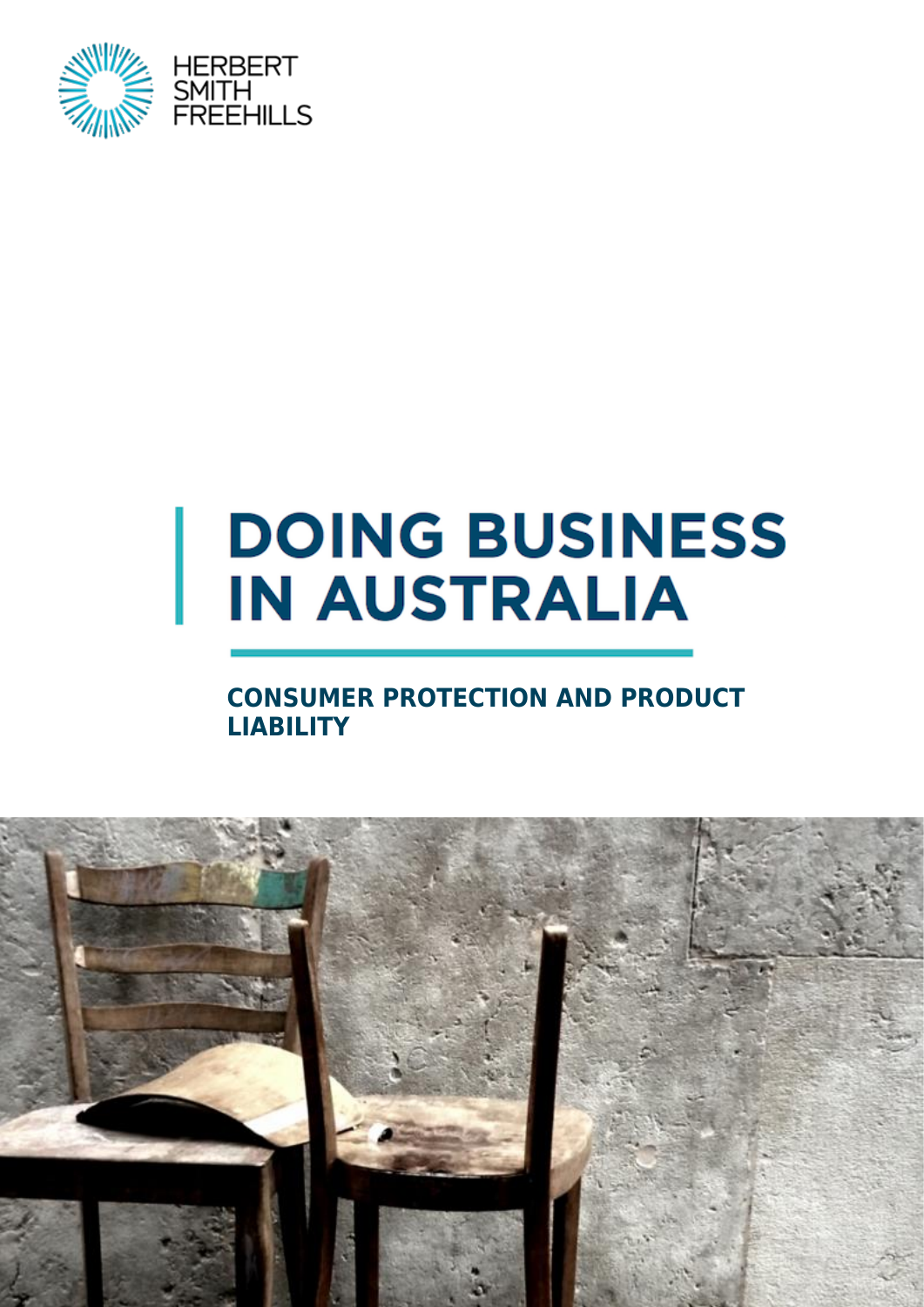HERBERT SMITH FREEHILLS

# DOING BUSINESS IN AUSTRALIA

## CONSUMER PROTECTION AND PRODUCT LIABILITY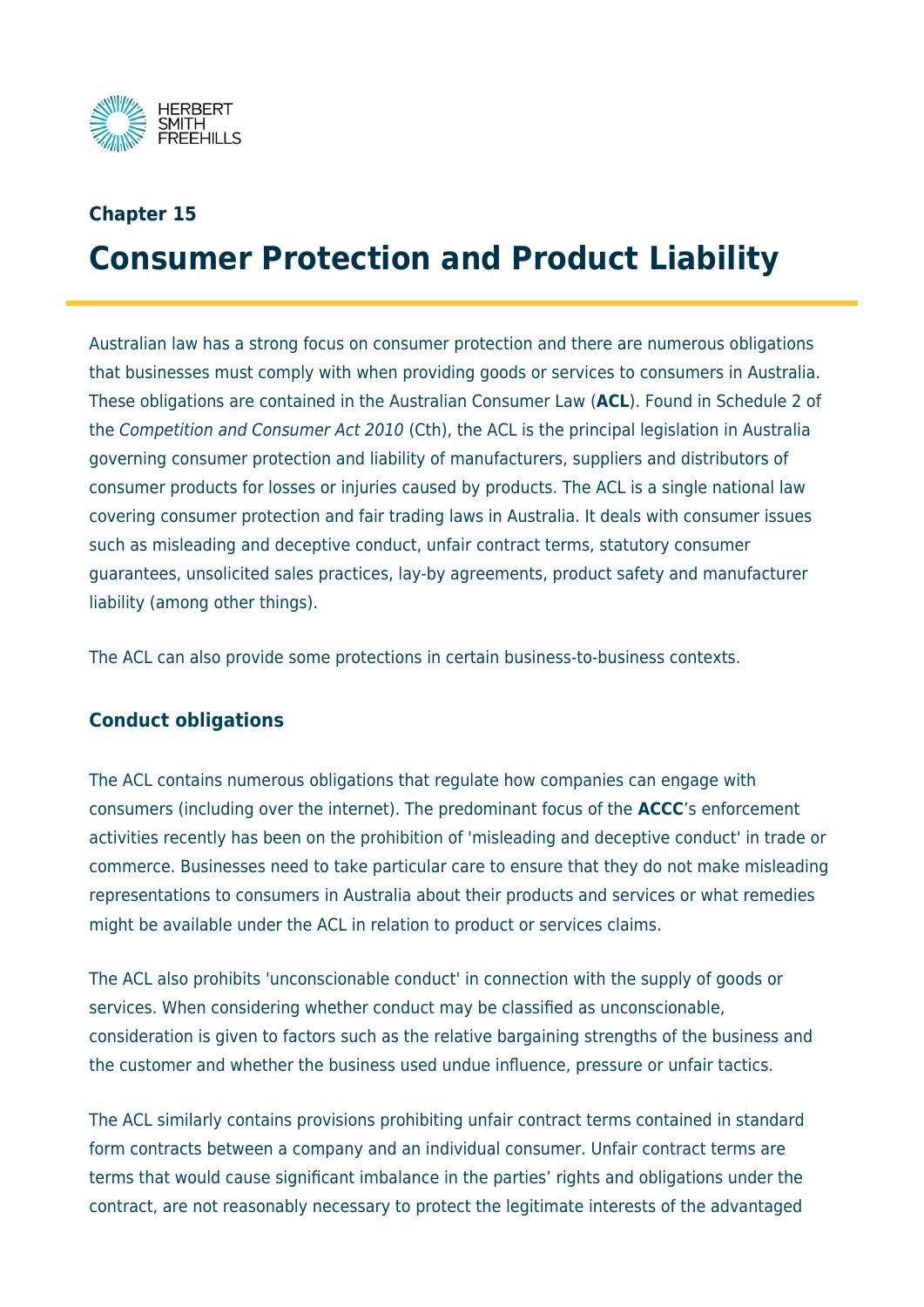Chapter 15

# Consumer Protection and Product Liability

Australian law has a strong focus on consumer protection and there are numerous obligations that businesses must comply with when providing goods or services to consumers in Australia. These obligations are contained in the Australian Consumer Law (**ACL**). Found in Schedule 2 of the *Competition and Consumer Act 2010* (Cth), the ACL is the principal legislation in Australia governing consumer protection and liability of manufacturers, suppliers and distributors of consumer products for losses or injuries caused by products. The ACL is a single national law covering consumer protection and fair trading laws in Australia. It deals with consumer issues such as misleading and deceptive conduct, unfair contract terms, statutory consumer guarantees, unsolicited sales practices, lay-by agreements, product safety and manufacturer liability (among other things).

The ACL can also provide some protections in certain business-to-business contexts.

## Conduct obligations

The ACL contains numerous obligations that regulate how companies can engage with consumers (including over the internet). The predominant focus of the **ACCC**'s enforcement activities recently has been on the prohibition of 'misleading and deceptive conduct' in trade or commerce. Businesses need to take particular care to ensure that they do not make misleading representations to consumers in Australia about their products and services or what remedies might be available under the ACL in relation to product or services claims.

The ACL also prohibits 'unconscionable conduct' in connection with the supply of goods or services. When considering whether conduct may be classified as unconscionable, consideration is given to factors such as the relative bargaining strengths of the business and the customer and whether the business used undue influence, pressure or unfair tactics.

The ACL similarly contains provisions prohibiting unfair contract terms contained in standard form contracts between a company and an individual consumer. Unfair contract terms are terms that would cause significant imbalance in the parties' rights and obligations under the contract, are not reasonably necessary to protect the legitimate interests of the advantaged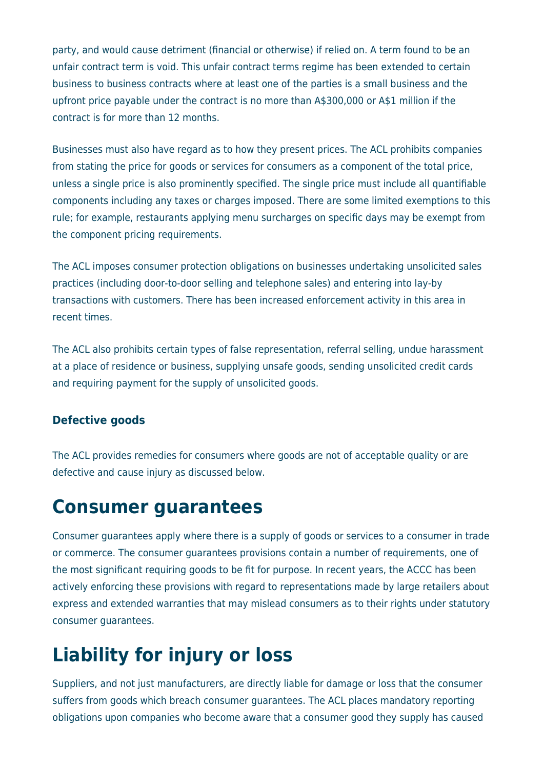party, and would cause detriment (financial or otherwise) if relied on. A term found to be an unfair contract term is void. This unfair contract terms regime has been extended to certain business to business contracts where at least one of the parties is a small business and the upfront price payable under the contract is no more than A$300,000 or A$1 million if the contract is for more than 12 months.

Businesses must also have regard as to how they present prices. The ACL prohibits companies from stating the price for goods or services for consumers as a component of the total price, unless a single price is also prominently specified. The single price must include all quantifiable components including any taxes or charges imposed. There are some limited exemptions to this rule; for example, restaurants applying menu surcharges on specific days may be exempt from the component pricing requirements.

The ACL imposes consumer protection obligations on businesses undertaking unsolicited sales practices (including door-to-door selling and telephone sales) and entering into lay-by transactions with customers. There has been increased enforcement activity in this area in recent times.

The ACL also prohibits certain types of false representation, referral selling, undue harassment at a place of residence or business, supplying unsafe goods, sending unsolicited credit cards and requiring payment for the supply of unsolicited goods.

### Defective goods

The ACL provides remedies for consumers where goods are not of acceptable quality or are defective and cause injury as discussed below.

# Consumer guarantees

Consumer guarantees apply where there is a supply of goods or services to a consumer in trade or commerce. The consumer guarantees provisions contain a number of requirements, one of the most significant requiring goods to be fit for purpose. In recent years, the ACCC has been actively enforcing these provisions with regard to representations made by large retailers about express and extended warranties that may mislead consumers as to their rights under statutory consumer guarantees.

# Liability for injury or loss

Suppliers, and not just manufacturers, are directly liable for damage or loss that the consumer suffers from goods which breach consumer guarantees. The ACL places mandatory reporting obligations upon companies who become aware that a consumer good they supply has caused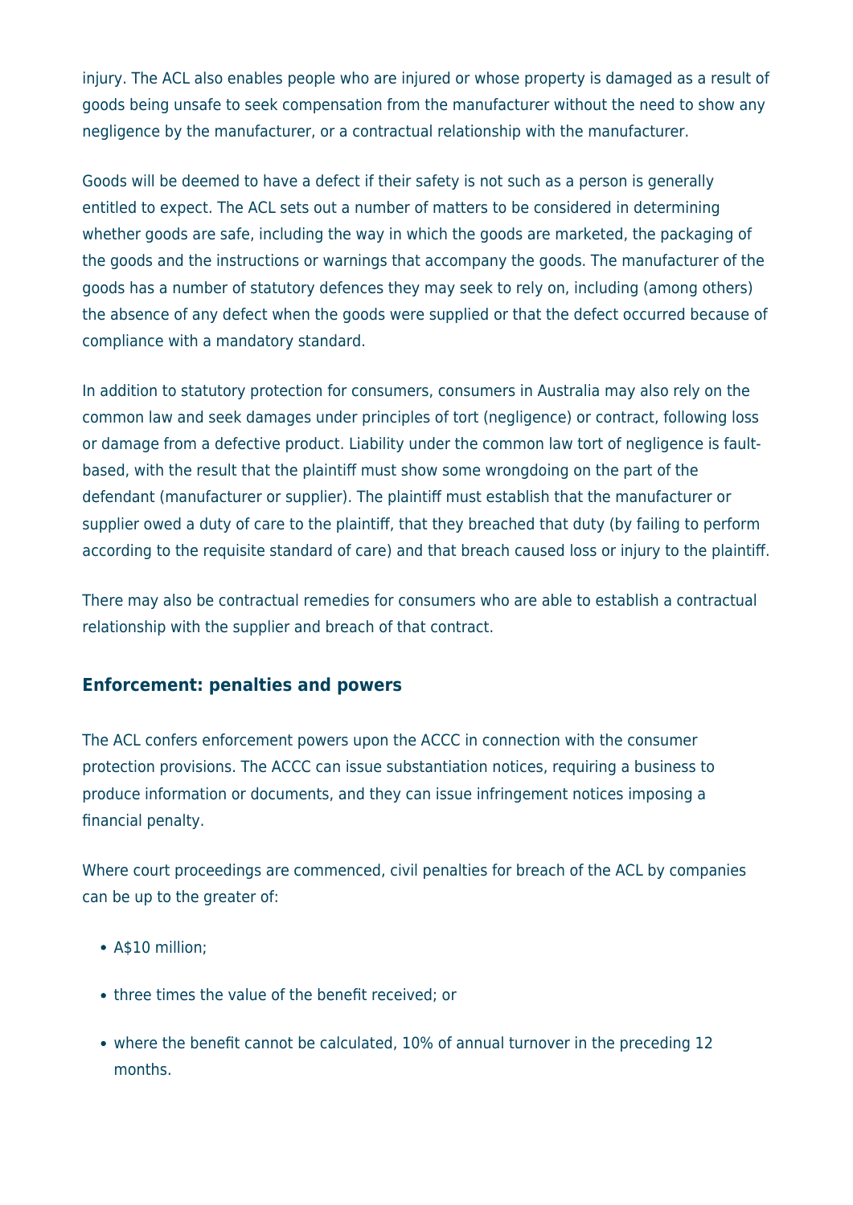injury. The ACL also enables people who are injured or whose property is damaged as a result of goods being unsafe to seek compensation from the manufacturer without the need to show any negligence by the manufacturer, or a contractual relationship with the manufacturer.

Goods will be deemed to have a defect if their safety is not such as a person is generally entitled to expect. The ACL sets out a number of matters to be considered in determining whether goods are safe, including the way in which the goods are marketed, the packaging of the goods and the instructions or warnings that accompany the goods. The manufacturer of the goods has a number of statutory defences they may seek to rely on, including (among others) the absence of any defect when the goods were supplied or that the defect occurred because of compliance with a mandatory standard.

In addition to statutory protection for consumers, consumers in Australia may also rely on the common law and seek damages under principles of tort (negligence) or contract, following loss or damage from a defective product. Liability under the common law tort of negligence is fault-based, with the result that the plaintiff must show some wrongdoing on the part of the defendant (manufacturer or supplier). The plaintiff must establish that the manufacturer or supplier owed a duty of care to the plaintiff, that they breached that duty (by failing to perform according to the requisite standard of care) and that breach caused loss or injury to the plaintiff.

There may also be contractual remedies for consumers who are able to establish a contractual relationship with the supplier and breach of that contract.

### Enforcement: penalties and powers

The ACL confers enforcement powers upon the ACCC in connection with the consumer protection provisions. The ACCC can issue substantiation notices, requiring a business to produce information or documents, and they can issue infringement notices imposing a financial penalty.

Where court proceedings are commenced, civil penalties for breach of the ACL by companies can be up to the greater of:

- A$10 million;
- three times the value of the benefit received; or
- where the benefit cannot be calculated, 10% of annual turnover in the preceding 12 months.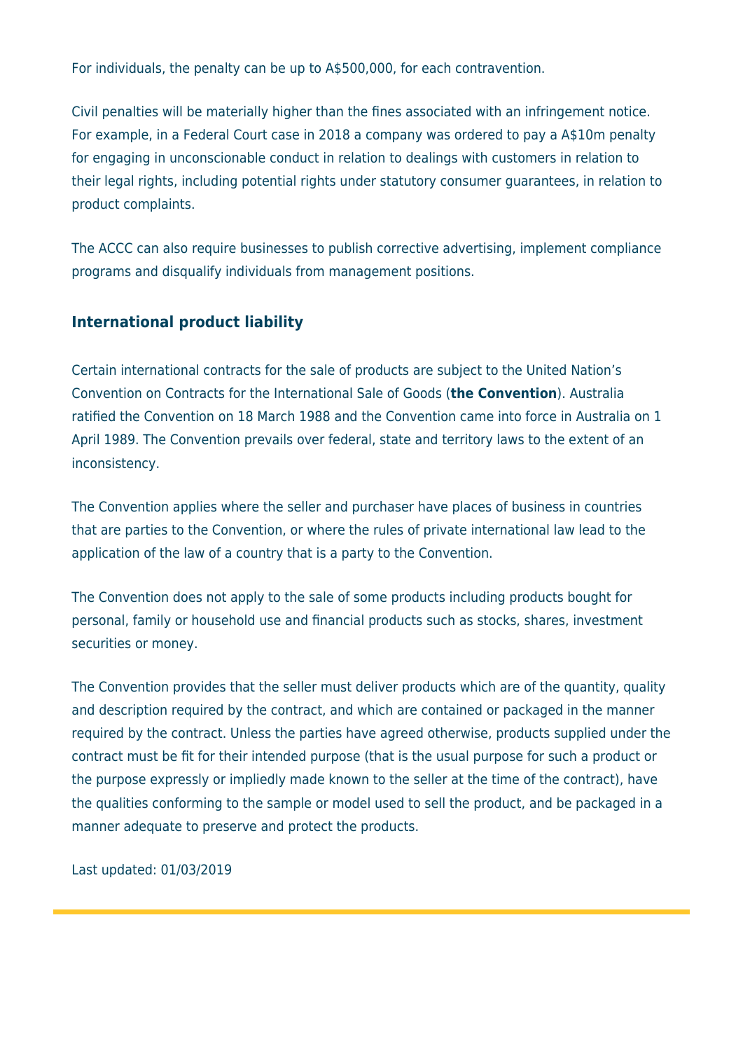For individuals, the penalty can be up to A$500,000, for each contravention.

Civil penalties will be materially higher than the fines associated with an infringement notice. For example, in a Federal Court case in 2018 a company was ordered to pay a A$10m penalty for engaging in unconscionable conduct in relation to dealings with customers in relation to their legal rights, including potential rights under statutory consumer guarantees, in relation to product complaints.

The ACCC can also require businesses to publish corrective advertising, implement compliance programs and disqualify individuals from management positions.

### International product liability

Certain international contracts for the sale of products are subject to the United Nation's Convention on Contracts for the International Sale of Goods (**the Convention**). Australia ratified the Convention on 18 March 1988 and the Convention came into force in Australia on 1 April 1989. The Convention prevails over federal, state and territory laws to the extent of an inconsistency.

The Convention applies where the seller and purchaser have places of business in countries that are parties to the Convention, or where the rules of private international law lead to the application of the law of a country that is a party to the Convention.

The Convention does not apply to the sale of some products including products bought for personal, family or household use and financial products such as stocks, shares, investment securities or money.

The Convention provides that the seller must deliver products which are of the quantity, quality and description required by the contract, and which are contained or packaged in the manner required by the contract. Unless the parties have agreed otherwise, products supplied under the contract must be fit for their intended purpose (that is the usual purpose for such a product or the purpose expressly or impliedly made known to the seller at the time of the contract), have the qualities conforming to the sample or model used to sell the product, and be packaged in a manner adequate to preserve and protect the products.

Last updated: 01/03/2019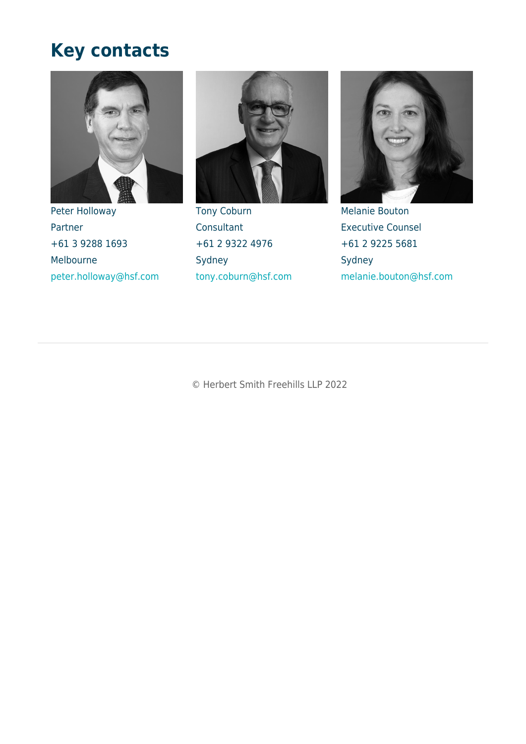# Key contacts

Peter Holloway
Partner
+61 3 9288 1693
Melbourne
peter.holloway@hsf.com

Tony Coburn
Consultant
+61 2 9322 4976
Sydney
tony.coburn@hsf.com

Melanie Bouton
Executive Counsel
+61 2 9225 5681
Sydney
melanie.bouton@hsf.com

© Herbert Smith Freehills LLP 2022